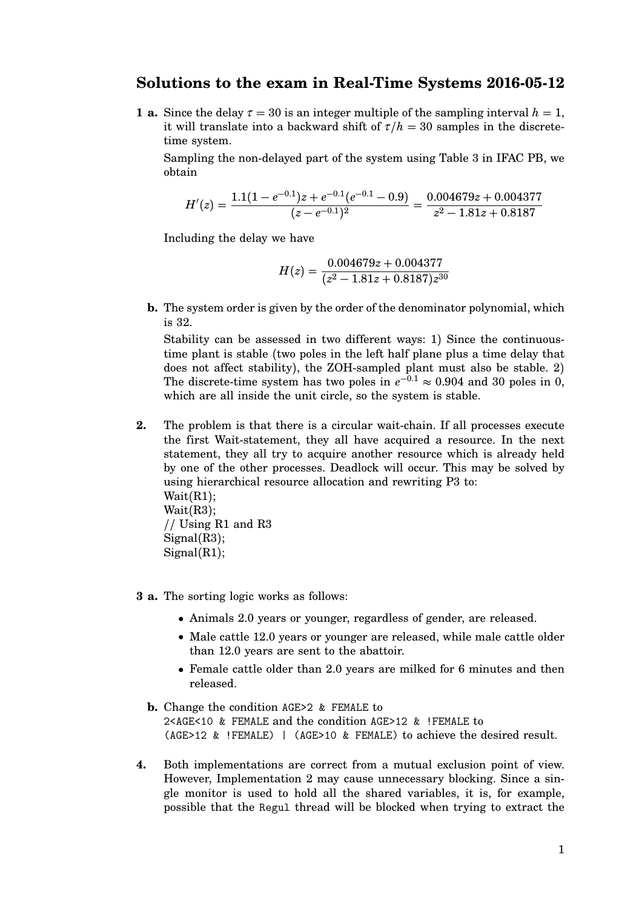## Solutions to the exam in Real-Time Systems 2016-05-12

**1 a.** Since the delay $\tau = 30$ is an integer multiple of the sampling interval $h = 1$, it will translate into a backward shift of $\tau/h = 30$ samples in the discrete-time system.

Sampling the non-delayed part of the system using Table 3 in IFAC PB, we obtain

$$H'(z) = \frac{1.1(1-e^{-0.1})z + e^{-0.1}(e^{-0.1} - 0.9)}{(z - e^{-0.1})^2} = \frac{0.004679z + 0.004377}{z^2 - 1.81z + 0.8187}$$

Including the delay we have

$$H(z) = \frac{0.004679z + 0.004377}{(z^2 - 1.81z + 0.8187)z^{30}}$$

**b.** The system order is given by the order of the denominator polynomial, which is 32.

Stability can be assessed in two different ways: 1) Since the continuous-time plant is stable (two poles in the left half plane plus a time delay that does not affect stability), the ZOH-sampled plant must also be stable. 2) The discrete-time system has two poles in $e^{-0.1} \approx 0.904$ and 30 poles in 0, which are all inside the unit circle, so the system is stable.

**2.** The problem is that there is a circular wait-chain. If all processes execute the first Wait-statement, they all have acquired a resource. In the next statement, they all try to acquire another resource which is already held by one of the other processes. Deadlock will occur. This may be solved by using hierarchical resource allocation and rewriting P3 to:

```
Wait(R1);
Wait(R3);
// Using R1 and R3
Signal(R3);
Signal(R1);
```

**3 a.** The sorting logic works as follows:

- Animals 2.0 years or younger, regardless of gender, are released.
- Male cattle 12.0 years or younger are released, while male cattle older than 12.0 years are sent to the abattoir.
- Female cattle older than 2.0 years are milked for 6 minutes and then released.

**b.** Change the condition `AGE>2 & FEMALE` to `2<AGE<10 & FEMALE` and the condition `AGE>12 & !FEMALE` to `(AGE>12 & !FEMALE) | (AGE>10 & FEMALE)` to achieve the desired result.

**4.** Both implementations are correct from a mutual exclusion point of view. However, Implementation 2 may cause unnecessary blocking. Since a single monitor is used to hold all the shared variables, it is, for example, possible that the `Regul` thread will be blocked when trying to extract the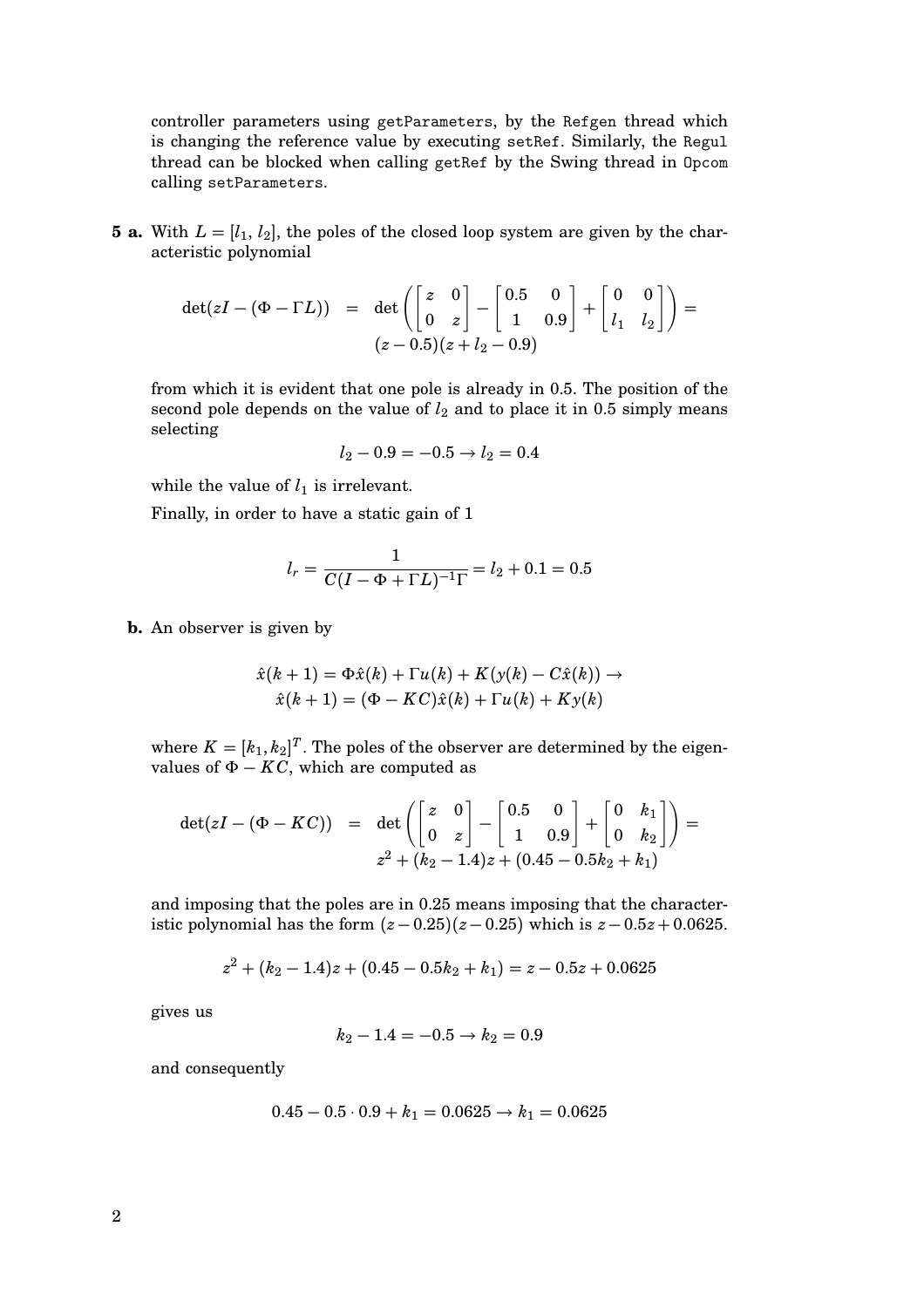controller parameters using `getParameters`, by the `Refgen` thread which is changing the reference value by executing `setRef`. Similarly, the `Regul` thread can be blocked when calling `getRef` by the Swing thread in `Opcom` calling `setParameters`.

**5 a.** With $L = [l_1, l_2]$, the poles of the closed loop system are given by the characteristic polynomial

$$\det(zI - (\Phi - \Gamma L)) = \det\left( \begin{bmatrix} z & 0 \\ 0 & z \end{bmatrix} - \begin{bmatrix} 0.5 & 0 \\ 1 & 0.9 \end{bmatrix} + \begin{bmatrix} 0 & 0 \\ l_1 & l_2 \end{bmatrix} \right) = (z - 0.5)(z + l_2 - 0.9)$$

from which it is evident that one pole is already in 0.5. The position of the second pole depends on the value of $l_2$ and to place it in 0.5 simply means selecting

$$l_2 - 0.9 = -0.5 \rightarrow l_2 = 0.4$$

while the value of $l_1$ is irrelevant.

Finally, in order to have a static gain of 1

$$l_r = \frac{1}{C(I - \Phi + \Gamma L)^{-1}\Gamma} = l_2 + 0.1 = 0.5$$

**b.** An observer is given by

$$\hat{x}(k+1) = \Phi\hat{x}(k) + \Gamma u(k) + K(y(k) - C\hat{x}(k)) \rightarrow$$
$$\hat{x}(k+1) = (\Phi - KC)\hat{x}(k) + \Gamma u(k) + Ky(k)$$

where $K = [k_1, k_2]^T$. The poles of the observer are determined by the eigenvalues of $\Phi - KC$, which are computed as

$$\det(zI - (\Phi - KC)) = \det\left( \begin{bmatrix} z & 0 \\ 0 & z \end{bmatrix} - \begin{bmatrix} 0.5 & 0 \\ 1 & 0.9 \end{bmatrix} + \begin{bmatrix} 0 & k_1 \\ 0 & k_2 \end{bmatrix} \right) = z^2 + (k_2 - 1.4)z + (0.45 - 0.5k_2 + k_1)$$

and imposing that the poles are in 0.25 means imposing that the characteristic polynomial has the form $(z - 0.25)(z - 0.25)$ which is $z - 0.5z + 0.0625$.

$$z^2 + (k_2 - 1.4)z + (0.45 - 0.5k_2 + k_1) = z - 0.5z + 0.0625$$

gives us

$$k_2 - 1.4 = -0.5 \rightarrow k_2 = 0.9$$

and consequently

$$0.45 - 0.5 \cdot 0.9 + k_1 = 0.0625 \rightarrow k_1 = 0.0625$$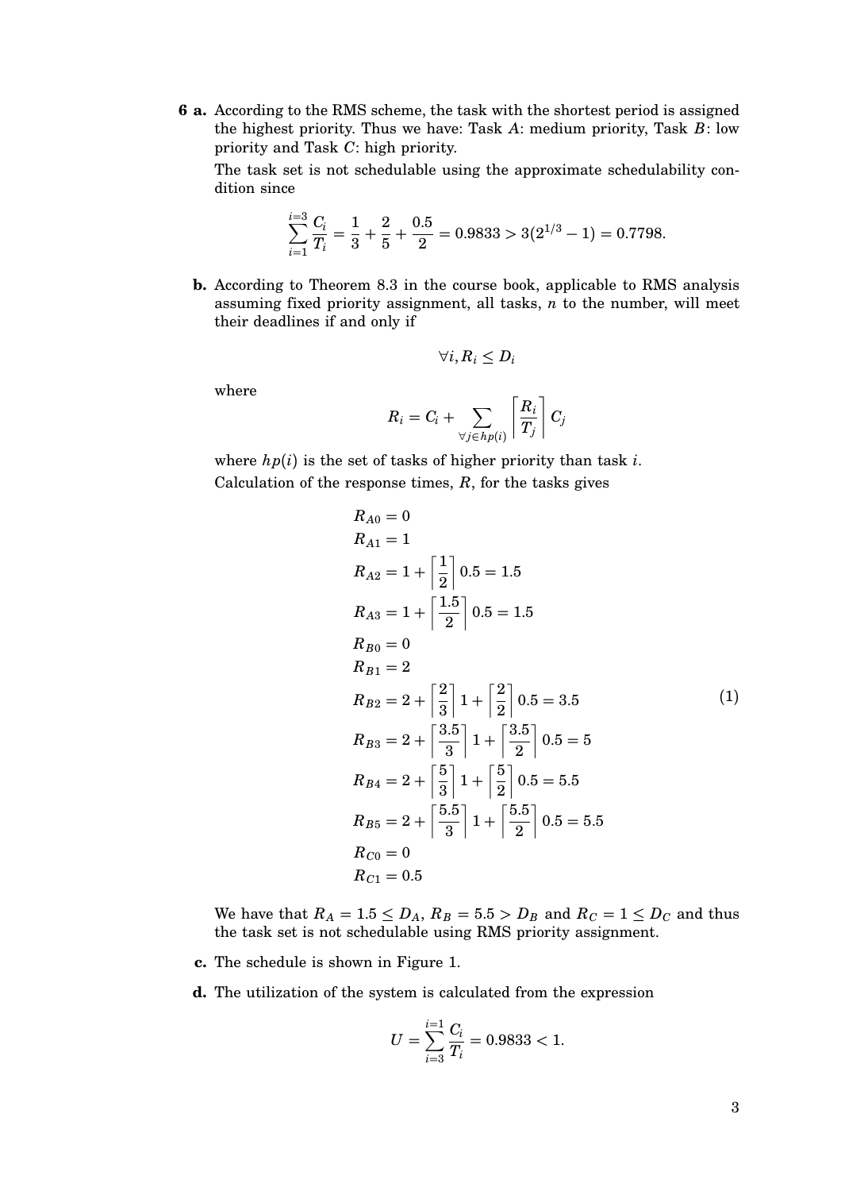**6 a.** According to the RMS scheme, the task with the shortest period is assigned the highest priority. Thus we have: Task $A$: medium priority, Task $B$: low priority and Task $C$: high priority.

The task set is not schedulable using the approximate schedulability condition since

$$\sum_{i=1}^{i=3} \frac{C_i}{T_i} = \frac{1}{3} + \frac{2}{5} + \frac{0.5}{2} = 0.9833 > 3(2^{1/3} - 1) = 0.7798.$$

**b.** According to Theorem 8.3 in the course book, applicable to RMS analysis assuming fixed priority assignment, all tasks, $n$ to the number, will meet their deadlines if and only if

$$\forall i, R_i \leq D_i$$

where

$$R_i = C_i + \sum_{\forall j \in hp(i)} \left\lceil \frac{R_i}{T_j} \right\rceil C_j$$

where $hp(i)$ is the set of tasks of higher priority than task $i$.

Calculation of the response times, $R$, for the tasks gives

$$
\begin{aligned}
R_{A0} &= 0 \\
R_{A1} &= 1 \\
R_{A2} &= 1 + \left\lceil \frac{1}{2} \right\rceil 0.5 = 1.5 \\
R_{A3} &= 1 + \left\lceil \frac{1.5}{2} \right\rceil 0.5 = 1.5 \\
R_{B0} &= 0 \\
R_{B1} &= 2 \\
R_{B2} &= 2 + \left\lceil \frac{2}{3} \right\rceil 1 + \left\lceil \frac{2}{2} \right\rceil 0.5 = 3.5 \\
R_{B3} &= 2 + \left\lceil \frac{3.5}{3} \right\rceil 1 + \left\lceil \frac{3.5}{2} \right\rceil 0.5 = 5 \\
R_{B4} &= 2 + \left\lceil \frac{5}{3} \right\rceil 1 + \left\lceil \frac{5}{2} \right\rceil 0.5 = 5.5 \\
R_{B5} &= 2 + \left\lceil \frac{5.5}{3} \right\rceil 1 + \left\lceil \frac{5.5}{2} \right\rceil 0.5 = 5.5 \\
R_{C0} &= 0 \\
R_{C1} &= 0.5
\end{aligned}
\tag{1}
$$

We have that $R_A = 1.5 \leq D_A$, $R_B = 5.5 > D_B$ and $R_C = 1 \leq D_C$ and thus the task set is not schedulable using RMS priority assignment.

**c.** The schedule is shown in Figure 1.

**d.** The utilization of the system is calculated from the expression

$$U = \sum_{i=3}^{i=1} \frac{C_i}{T_i} = 0.9833 < 1.$$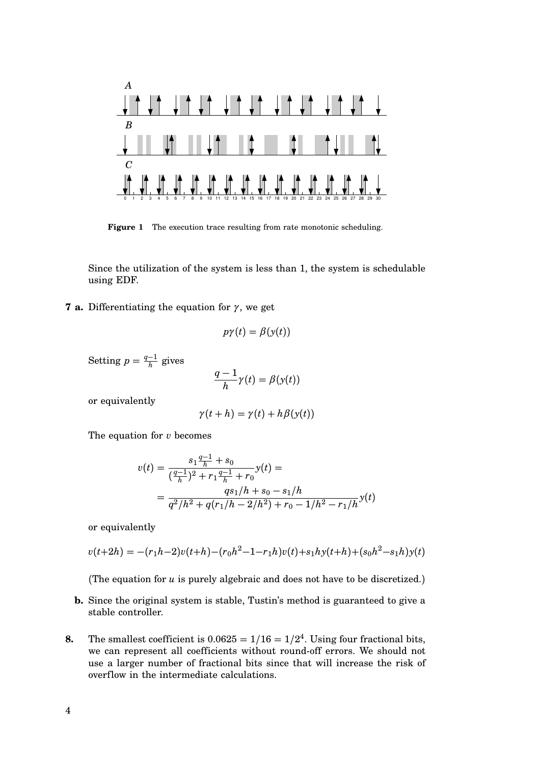**Figure 1** The execution trace resulting from rate monotonic scheduling.

Since the utilization of the system is less than 1, the system is schedulable using EDF.

**7 a.** Differentiating the equation for $\gamma$, we get

$$p\gamma(t) = \beta(y(t))$$

Setting $p = \frac{q-1}{h}$ gives

$$\frac{q-1}{h}\gamma(t) = \beta(y(t))$$

or equivalently

$$\gamma(t+h) = \gamma(t) + h\beta(y(t))$$

The equation for $v$ becomes

$$v(t) = \frac{s_1\frac{q-1}{h} + s_0}{(\frac{q-1}{h})^2 + r_1\frac{q-1}{h} + r_0}y(t) =$$
$$= \frac{qs_1/h + s_0 - s_1/h}{q^2/h^2 + q(r_1/h - 2/h^2) + r_0 - 1/h^2 - r_1/h}y(t)$$

or equivalently

$$v(t+2h) = -(r_1h-2)v(t+h) - (r_0h^2-1-r_1h)v(t) + s_1hy(t+h) + (s_0h^2-s_1h)y(t)$$

(The equation for $u$ is purely algebraic and does not have to be discretized.)

**b.** Since the original system is stable, Tustin's method is guaranteed to give a stable controller.

**8.** The smallest coefficient is $0.0625 = 1/16 = 1/2^4$. Using four fractional bits, we can represent all coefficients without round-off errors. We should not use a larger number of fractional bits since that will increase the risk of overflow in the intermediate calculations.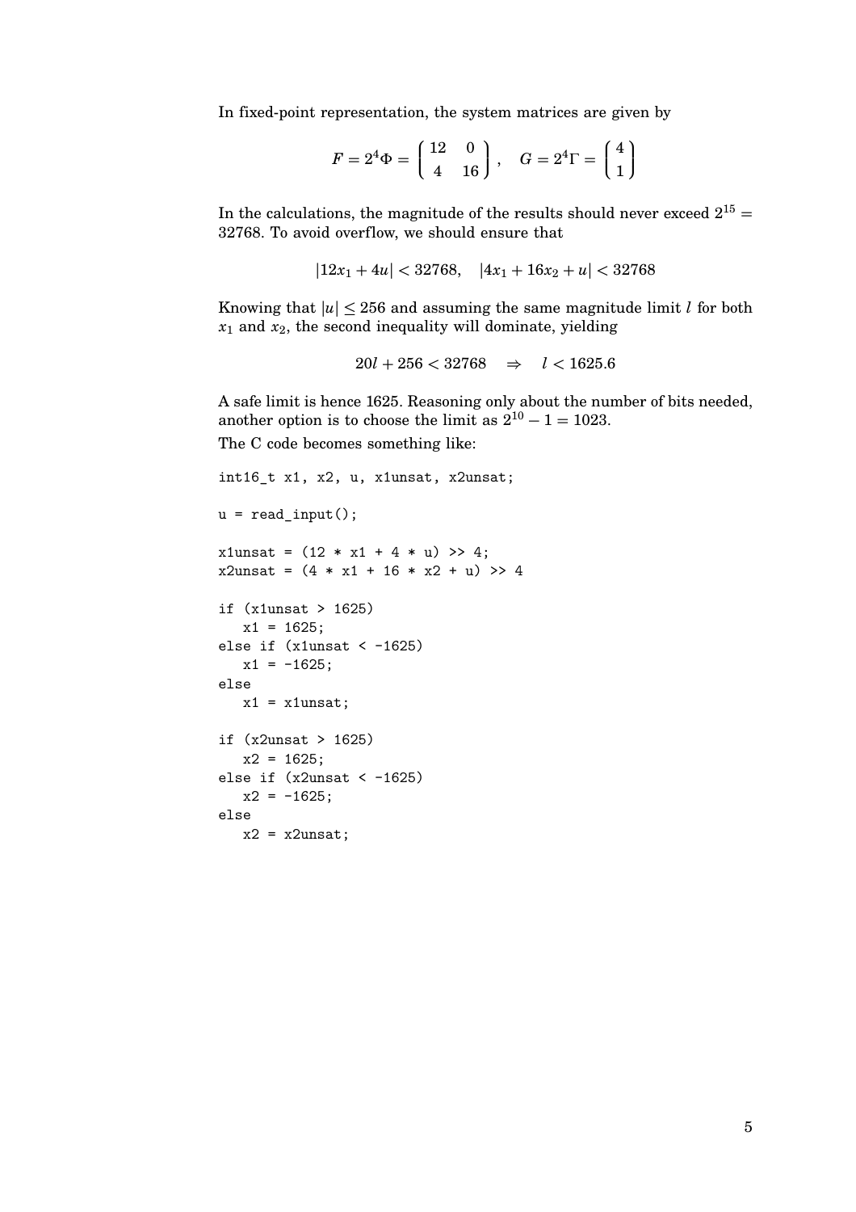In fixed-point representation, the system matrices are given by

$$F = 2^4\Phi = \begin{pmatrix} 12 & 0 \\ 4 & 16 \end{pmatrix}, \quad G = 2^4\Gamma = \begin{pmatrix} 4 \\ 1 \end{pmatrix}$$

In the calculations, the magnitude of the results should never exceed $2^{15} = 32768$. To avoid overflow, we should ensure that

$$|12x_1 + 4u| < 32768, \quad |4x_1 + 16x_2 + u| < 32768$$

Knowing that $|u| \leq 256$ and assuming the same magnitude limit $l$ for both $x_1$ and $x_2$, the second inequality will dominate, yielding

$$20l + 256 < 32768 \quad \Rightarrow \quad l < 1625.6$$

A safe limit is hence 1625. Reasoning only about the number of bits needed, another option is to choose the limit as $2^{10} - 1 = 1023$.

The C code becomes something like:

```
int16_t x1, x2, u, x1unsat, x2unsat;

u = read_input();

x1unsat = (12 * x1 + 4 * u) >> 4;
x2unsat = (4 * x1 + 16 * x2 + u) >> 4

if (x1unsat > 1625)
   x1 = 1625;
else if (x1unsat < -1625)
   x1 = -1625;
else
   x1 = x1unsat;

if (x2unsat > 1625)
   x2 = 1625;
else if (x2unsat < -1625)
   x2 = -1625;
else
   x2 = x2unsat;
```